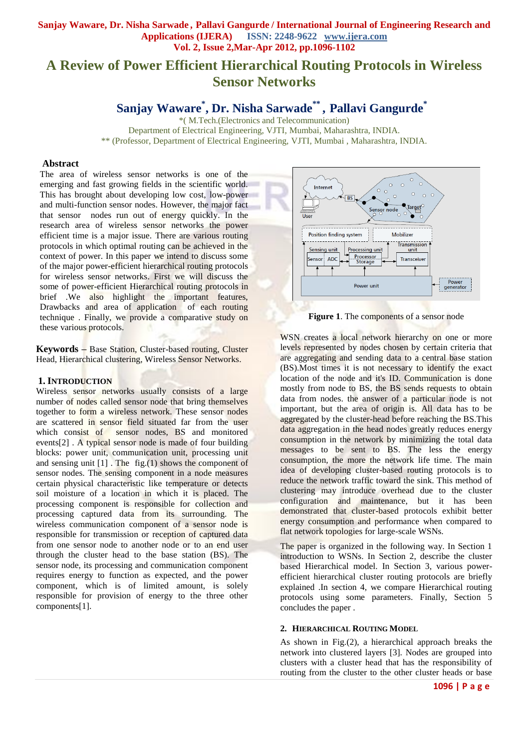# A Review of Power Efficient Hierarchical Routing Protocols in Wireless Sensor Networks

**Sanjay Waware[*], Dr. Nisha Sarwade[**], Pallavi Gangurde[*]**

*( M.Tech.(Electronics and Telecommunication)
Department of Electrical Engineering, VJTI, Mumbai, Maharashtra, INDIA.
** (Professor, Department of Electrical Engineering, VJTI, Mumbai , Maharashtra, INDIA.

## Abstract

The area of wireless sensor networks is one of the emerging and fast growing fields in the scientific world. This has brought about developing low cost, low-power and multi-function sensor nodes. However, the major fact that sensor nodes run out of energy quickly. In the research area of wireless sensor networks the power efficient time is a major issue. There are various routing protocols in which optimal routing can be achieved in the context of power. In this paper we intend to discuss some of the major power-efficient hierarchical routing protocols for wireless sensor networks. First we will discuss the some of power-efficient Hierarchical routing protocols in brief .We also highlight the important features, Drawbacks and area of application of each routing technique . Finally, we provide a comparative study on these various protocols.

**Keywords –** Base Station, Cluster-based routing, Cluster Head, Hierarchical clustering, Wireless Sensor Networks.

## 1. Introduction

Wireless sensor networks usually consists of a large number of nodes called sensor node that bring themselves together to form a wireless network. These sensor nodes are scattered in sensor field situated far from the user which consist of sensor nodes, BS and monitored events[2] . A typical sensor node is made of four building blocks: power unit, communication unit, processing unit and sensing unit [1] . The fig.(1) shows the component of sensor nodes. The sensing component in a node measures certain physical characteristic like temperature or detects soil moisture of a location in which it is placed. The processing component is responsible for collection and processing captured data from its surrounding. The wireless communication component of a sensor node is responsible for transmission or reception of captured data from one sensor node to another node or to an end user through the cluster head to the base station (BS). The sensor node, its processing and communication component requires energy to function as expected, and the power component, which is of limited amount, is solely responsible for provision of energy to the three other components[1].

**Figure 1**. The components of a sensor node

WSN creates a local network hierarchy on one or more levels represented by nodes chosen by certain criteria that are aggregating and sending data to a central base station (BS).Most times it is not necessary to identify the exact location of the node and it's ID. Communication is done mostly from node to BS, the BS sends requests to obtain data from nodes. the answer of a particular node is not important, but the area of origin is. All data has to be aggregated by the cluster-head before reaching the BS.This data aggregation in the head nodes greatly reduces energy consumption in the network by minimizing the total data messages to be sent to BS. The less the energy consumption, the more the network life time. The main idea of developing cluster-based routing protocols is to reduce the network traffic toward the sink. This method of clustering may introduce overhead due to the cluster configuration and maintenance, but it has been demonstrated that cluster-based protocols exhibit better energy consumption and performance when compared to flat network topologies for large-scale WSNs.

The paper is organized in the following way. In Section 1 introduction to WSNs. In Section 2, describe the cluster based Hierarchical model. In Section 3, various power-efficient hierarchical cluster routing protocols are briefly explained .In section 4, we compare Hierarchical routing protocols using some parameters. Finally, Section 5 concludes the paper .

## 2. Hierarchical Routing Model

As shown in Fig.(2), a hierarchical approach breaks the network into clustered layers [3]. Nodes are grouped into clusters with a cluster head that has the responsibility of routing from the cluster to the other cluster heads or base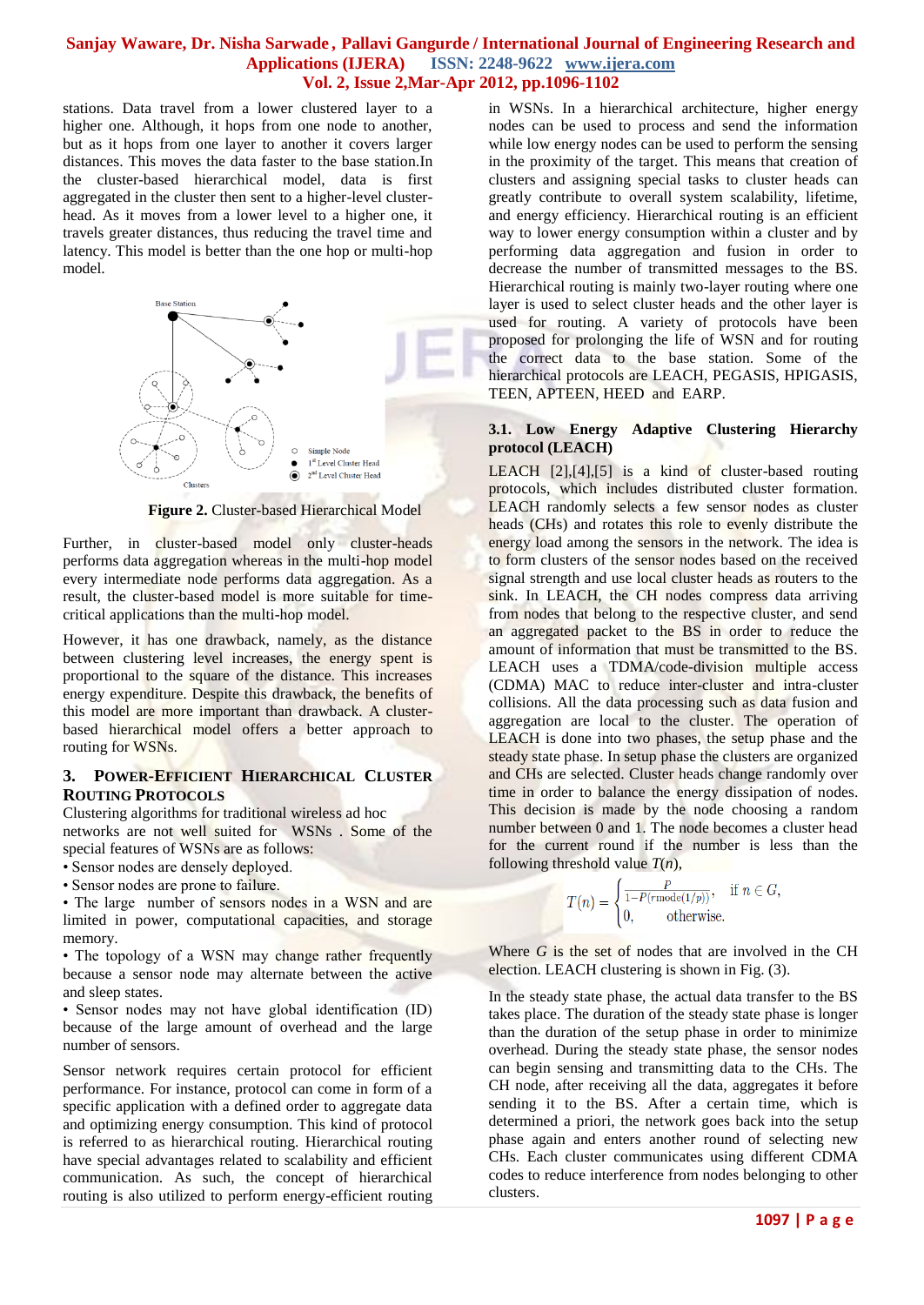stations. Data travel from a lower clustered layer to a higher one. Although, it hops from one node to another, but as it hops from one layer to another it covers larger distances. This moves the data faster to the base station.In the cluster-based hierarchical model, data is first aggregated in the cluster then sent to a higher-level cluster-head. As it moves from a lower level to a higher one, it travels greater distances, thus reducing the travel time and latency. This model is better than the one hop or multi-hop model.

**Figure 2.** Cluster-based Hierarchical Model

Further, in cluster-based model only cluster-heads performs data aggregation whereas in the multi-hop model every intermediate node performs data aggregation. As a result, the cluster-based model is more suitable for time-critical applications than the multi-hop model.

However, it has one drawback, namely, as the distance between clustering level increases, the energy spent is proportional to the square of the distance. This increases energy expenditure. Despite this drawback, the benefits of this model are more important than drawback. A cluster-based hierarchical model offers a better approach to routing for WSNs.

## 3. Power-Efficient Hierarchical Cluster Routing Protocols

Clustering algorithms for traditional wireless ad hoc networks are not well suited for WSNs . Some of the special features of WSNs are as follows:

- Sensor nodes are densely deployed.
- Sensor nodes are prone to failure.
- The large number of sensors nodes in a WSN and are limited in power, computational capacities, and storage memory.
- The topology of a WSN may change rather frequently because a sensor node may alternate between the active and sleep states.
- Sensor nodes may not have global identification (ID) because of the large amount of overhead and the large number of sensors.

Sensor network requires certain protocol for efficient performance. For instance, protocol can come in form of a specific application with a defined order to aggregate data and optimizing energy consumption. This kind of protocol is referred to as hierarchical routing. Hierarchical routing have special advantages related to scalability and efficient communication. As such, the concept of hierarchical routing is also utilized to perform energy-efficient routing in WSNs. In a hierarchical architecture, higher energy nodes can be used to process and send the information while low energy nodes can be used to perform the sensing in the proximity of the target. This means that creation of clusters and assigning special tasks to cluster heads can greatly contribute to overall system scalability, lifetime, and energy efficiency. Hierarchical routing is an efficient way to lower energy consumption within a cluster and by performing data aggregation and fusion in order to decrease the number of transmitted messages to the BS. Hierarchical routing is mainly two-layer routing where one layer is used to select cluster heads and the other layer is used for routing. A variety of protocols have been proposed for prolonging the life of WSN and for routing the correct data to the base station. Some of the hierarchical protocols are LEACH, PEGASIS, HPIGASIS, TEEN, APTEEN, HEED and EARP.

### 3.1. Low Energy Adaptive Clustering Hierarchy protocol (LEACH)

LEACH [2],[4],[5] is a kind of cluster-based routing protocols, which includes distributed cluster formation. LEACH randomly selects a few sensor nodes as cluster heads (CHs) and rotates this role to evenly distribute the energy load among the sensors in the network. The idea is to form clusters of the sensor nodes based on the received signal strength and use local cluster heads as routers to the sink. In LEACH, the CH nodes compress data arriving from nodes that belong to the respective cluster, and send an aggregated packet to the BS in order to reduce the amount of information that must be transmitted to the BS. LEACH uses a TDMA/code-division multiple access (CDMA) MAC to reduce inter-cluster and intra-cluster collisions. All the data processing such as data fusion and aggregation are local to the cluster. The operation of LEACH is done into two phases, the setup phase and the steady state phase. In setup phase the clusters are organized and CHs are selected. Cluster heads change randomly over time in order to balance the energy dissipation of nodes. This decision is made by the node choosing a random number between 0 and 1. The node becomes a cluster head for the current round if the number is less than the following threshold value $T(n)$,

$$T(n) = \begin{cases} \frac{P}{1-P(r \bmod (1/p))}, & \text{if } n \in G, \\ 0, & \text{otherwise.} \end{cases}$$

Where $G$ is the set of nodes that are involved in the CH election. LEACH clustering is shown in Fig. (3).

In the steady state phase, the actual data transfer to the BS takes place. The duration of the steady state phase is longer than the duration of the setup phase in order to minimize overhead. During the steady state phase, the sensor nodes can begin sensing and transmitting data to the CHs. The CH node, after receiving all the data, aggregates it before sending it to the BS. After a certain time, which is determined a priori, the network goes back into the setup phase again and enters another round of selecting new CHs. Each cluster communicates using different CDMA codes to reduce interference from nodes belonging to other clusters.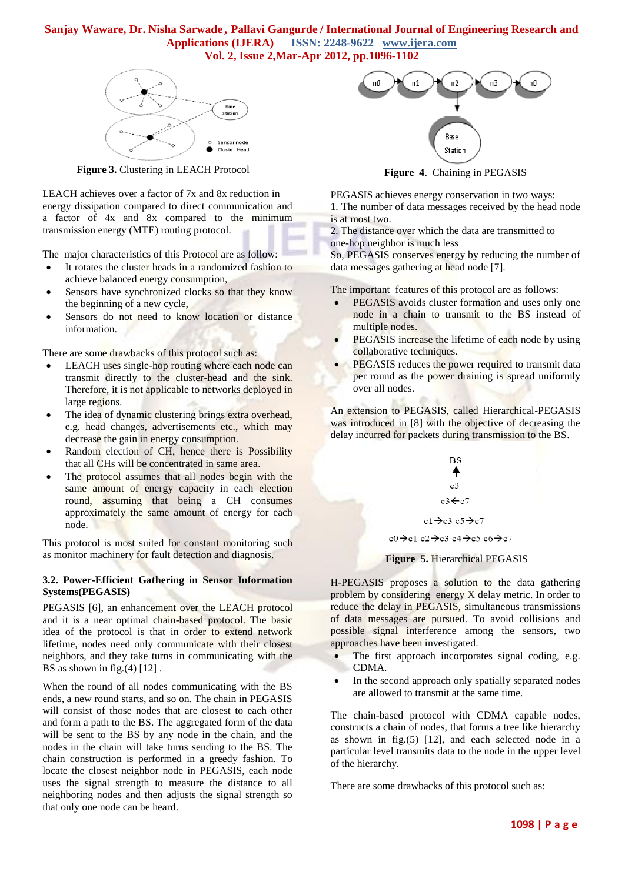Figure 3. Clustering in LEACH Protocol

LEACH achieves over a factor of 7x and 8x reduction in energy dissipation compared to direct communication and a factor of 4x and 8x compared to the minimum transmission energy (MTE) routing protocol.

The major characteristics of this Protocol are as follow:

- It rotates the cluster heads in a randomized fashion to achieve balanced energy consumption,
- Sensors have synchronized clocks so that they know the beginning of a new cycle,
- Sensors do not need to know location or distance information.

There are some drawbacks of this protocol such as:

- LEACH uses single-hop routing where each node can transmit directly to the cluster-head and the sink. Therefore, it is not applicable to networks deployed in large regions.
- The idea of dynamic clustering brings extra overhead, e.g. head changes, advertisements etc., which may decrease the gain in energy consumption.
- Random election of CH, hence there is Possibility that all CHs will be concentrated in same area.
- The protocol assumes that all nodes begin with the same amount of energy capacity in each election round, assuming that being a CH consumes approximately the same amount of energy for each node.

This protocol is most suited for constant monitoring such as monitor machinery for fault detection and diagnosis.

### 3.2. Power-Efficient Gathering in Sensor Information Systems(PEGASIS)

PEGASIS [6], an enhancement over the LEACH protocol and it is a near optimal chain-based protocol. The basic idea of the protocol is that in order to extend network lifetime, nodes need only communicate with their closest neighbors, and they take turns in communicating with the BS as shown in fig.(4) [12] .

When the round of all nodes communicating with the BS ends, a new round starts, and so on. The chain in PEGASIS will consist of those nodes that are closest to each other and form a path to the BS. The aggregated form of the data will be sent to the BS by any node in the chain, and the nodes in the chain will take turns sending to the BS. The chain construction is performed in a greedy fashion. To locate the closest neighbor node in PEGASIS, each node uses the signal strength to measure the distance to all neighboring nodes and then adjusts the signal strength so that only one node can be heard.

Figure 4. Chaining in PEGASIS

PEGASIS achieves energy conservation in two ways:
1. The number of data messages received by the head node is at most two.
2. The distance over which the data are transmitted to one-hop neighbor is much less
So, PEGASIS conserves energy by reducing the number of data messages gathering at head node [7].

The important features of this protocol are as follows:

- PEGASIS avoids cluster formation and uses only one node in a chain to transmit to the BS instead of multiple nodes.
- PEGASIS increase the lifetime of each node by using collaborative techniques.
- PEGASIS reduces the power required to transmit data per round as the power draining is spread uniformly over all nodes.

An extension to PEGASIS, called Hierarchical-PEGASIS was introduced in [8] with the objective of decreasing the delay incurred for packets during transmission to the BS.

Figure 5. Hierarchical PEGASIS

H-PEGASIS proposes a solution to the data gathering problem by considering energy X delay metric. In order to reduce the delay in PEGASIS, simultaneous transmissions of data messages are pursued. To avoid collisions and possible signal interference among the sensors, two approaches have been investigated.

- The first approach incorporates signal coding, e.g. CDMA.
- In the second approach only spatially separated nodes are allowed to transmit at the same time.

The chain-based protocol with CDMA capable nodes, constructs a chain of nodes, that forms a tree like hierarchy as shown in fig.(5) [12], and each selected node in a particular level transmits data to the node in the upper level of the hierarchy.

There are some drawbacks of this protocol such as: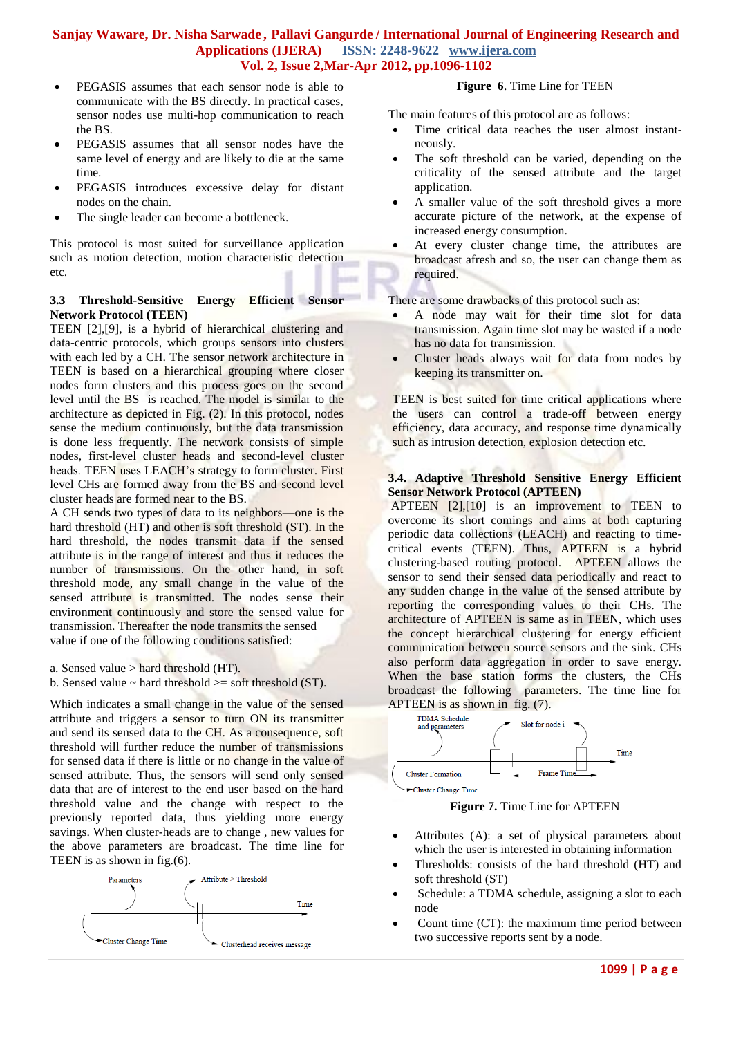- PEGASIS assumes that each sensor node is able to communicate with the BS directly. In practical cases, sensor nodes use multi-hop communication to reach the BS.
- PEGASIS assumes that all sensor nodes have the same level of energy and are likely to die at the same time.
- PEGASIS introduces excessive delay for distant nodes on the chain.
- The single leader can become a bottleneck.

This protocol is most suited for surveillance application such as motion detection, motion characteristic detection etc.

### 3.3 Threshold-Sensitive Energy Efficient Sensor Network Protocol (TEEN)

TEEN [2],[9], is a hybrid of hierarchical clustering and data-centric protocols, which groups sensors into clusters with each led by a CH. The sensor network architecture in TEEN is based on a hierarchical grouping where closer nodes form clusters and this process goes on the second level until the BS is reached. The model is similar to the architecture as depicted in Fig. (2). In this protocol, nodes sense the medium continuously, but the data transmission is done less frequently. The network consists of simple nodes, first-level cluster heads and second-level cluster heads. TEEN uses LEACH's strategy to form cluster. First level CHs are formed away from the BS and second level cluster heads are formed near to the BS.

A CH sends two types of data to its neighbors—one is the hard threshold (HT) and other is soft threshold (ST). In the hard threshold, the nodes transmit data if the sensed attribute is in the range of interest and thus it reduces the number of transmissions. On the other hand, in soft threshold mode, any small change in the value of the sensed attribute is transmitted. The nodes sense their environment continuously and store the sensed value for transmission. Thereafter the node transmits the sensed value if one of the following conditions satisfied:

a. Sensed value > hard threshold (HT).
b. Sensed value ~ hard threshold >= soft threshold (ST).

Which indicates a small change in the value of the sensed attribute and triggers a sensor to turn ON its transmitter and send its sensed data to the CH. As a consequence, soft threshold will further reduce the number of transmissions for sensed data if there is little or no change in the value of sensed attribute. Thus, the sensors will send only sensed data that are of interest to the end user based on the hard threshold value and the change with respect to the previously reported data, thus yielding more energy savings. When cluster-heads are to change, new values for the above parameters are broadcast. The time line for TEEN is as shown in fig.(6).

**Figure 6**. Time Line for TEEN

The main features of this protocol are as follows:

- Time critical data reaches the user almost instantneously.
- The soft threshold can be varied, depending on the criticality of the sensed attribute and the target application.
- A smaller value of the soft threshold gives a more accurate picture of the network, at the expense of increased energy consumption.
- At every cluster change time, the attributes are broadcast afresh and so, the user can change them as required.

There are some drawbacks of this protocol such as:

- A node may wait for their time slot for data transmission. Again time slot may be wasted if a node has no data for transmission.
- Cluster heads always wait for data from nodes by keeping its transmitter on.

TEEN is best suited for time critical applications where the users can control a trade-off between energy efficiency, data accuracy, and response time dynamically such as intrusion detection, explosion detection etc.

### 3.4. Adaptive Threshold Sensitive Energy Efficient Sensor Network Protocol (APTEEN)

APTEEN [2],[10] is an improvement to TEEN to overcome its short comings and aims at both capturing periodic data collections (LEACH) and reacting to time-critical events (TEEN). Thus, APTEEN is a hybrid clustering-based routing protocol. APTEEN allows the sensor to send their sensed data periodically and react to any sudden change in the value of the sensed attribute by reporting the corresponding values to their CHs. The architecture of APTEEN is same as in TEEN, which uses the concept hierarchical clustering for energy efficient communication between source sensors and the sink. CHs also perform data aggregation in order to save energy. When the base station forms the clusters, the CHs broadcast the following parameters. The time line for APTEEN is as shown in fig. (7).

**Figure 7.** Time Line for APTEEN

- Attributes (A): a set of physical parameters about which the user is interested in obtaining information
- Thresholds: consists of the hard threshold (HT) and soft threshold (ST)
- Schedule: a TDMA schedule, assigning a slot to each node
- Count time (CT): the maximum time period between two successive reports sent by a node.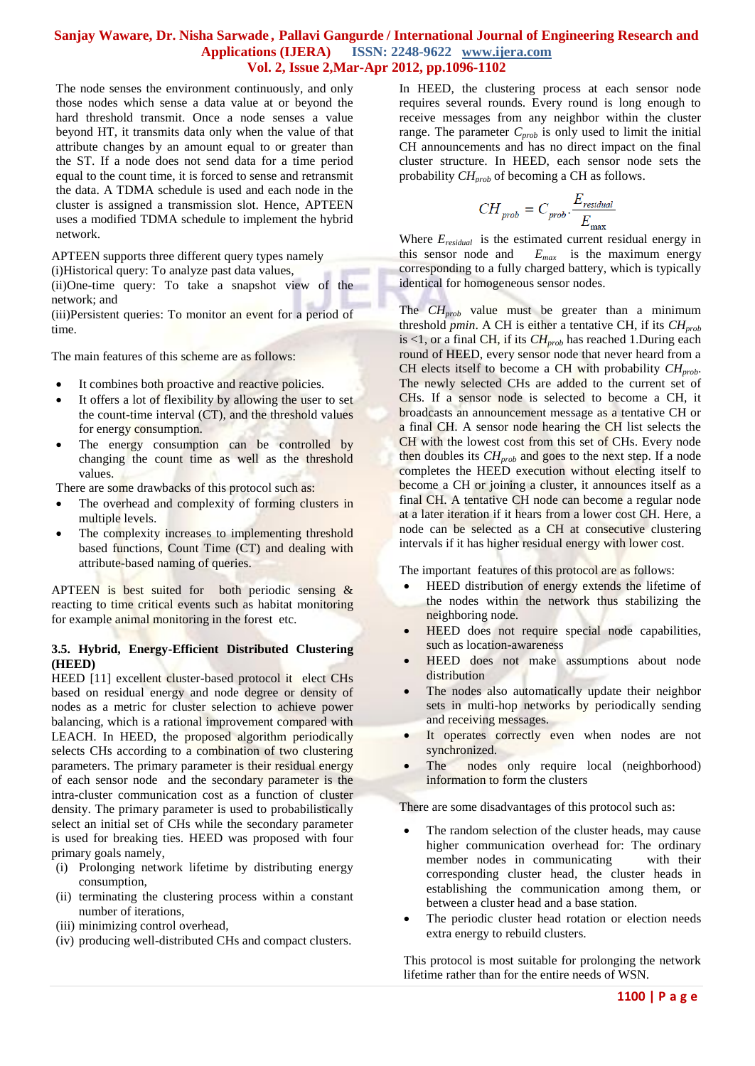The node senses the environment continuously, and only those nodes which sense a data value at or beyond the hard threshold transmit. Once a node senses a value beyond HT, it transmits data only when the value of that attribute changes by an amount equal to or greater than the ST. If a node does not send data for a time period equal to the count time, it is forced to sense and retransmit the data. A TDMA schedule is used and each node in the cluster is assigned a transmission slot. Hence, APTEEN uses a modified TDMA schedule to implement the hybrid network.

APTEEN supports three different query types namely
(i)Historical query: To analyze past data values,
(ii)One-time query: To take a snapshot view of the network; and
(iii)Persistent queries: To monitor an event for a period of time.

The main features of this scheme are as follows:

- It combines both proactive and reactive policies.
- It offers a lot of flexibility by allowing the user to set the count-time interval (CT), and the threshold values for energy consumption.
- The energy consumption can be controlled by changing the count time as well as the threshold values.

There are some drawbacks of this protocol such as:

- The overhead and complexity of forming clusters in multiple levels.
- The complexity increases to implementing threshold based functions, Count Time (CT) and dealing with attribute-based naming of queries.

APTEEN is best suited for both periodic sensing & reacting to time critical events such as habitat monitoring for example animal monitoring in the forest etc.

### 3.5. Hybrid, Energy-Efficient Distributed Clustering (HEED)

HEED [11] excellent cluster-based protocol it elect CHs based on residual energy and node degree or density of nodes as a metric for cluster selection to achieve power balancing, which is a rational improvement compared with LEACH. In HEED, the proposed algorithm periodically selects CHs according to a combination of two clustering parameters. The primary parameter is their residual energy of each sensor node and the secondary parameter is the intra-cluster communication cost as a function of cluster density. The primary parameter is used to probabilistically select an initial set of CHs while the secondary parameter is used for breaking ties. HEED was proposed with four primary goals namely,

(i) Prolonging network lifetime by distributing energy consumption,
(ii) terminating the clustering process within a constant number of iterations,
(iii) minimizing control overhead,
(iv) producing well-distributed CHs and compact clusters.

In HEED, the clustering process at each sensor node requires several rounds. Every round is long enough to receive messages from any neighbor within the cluster range. The parameter $C_{prob}$ is only used to limit the initial CH announcements and has no direct impact on the final cluster structure. In HEED, each sensor node sets the probability $CH_{prob}$ of becoming a CH as follows.

$$CH_{prob} = C_{prob} \cdot \frac{E_{residual}}{E_{max}}$$

Where $E_{residual}$ is the estimated current residual energy in this sensor node and $E_{max}$ is the maximum energy corresponding to a fully charged battery, which is typically identical for homogeneous sensor nodes.

The $CH_{prob}$ value must be greater than a minimum threshold *pmin*. A CH is either a tentative CH, if its $CH_{prob}$ is <1, or a final CH, if its $CH_{prob}$ has reached 1.During each round of HEED, every sensor node that never heard from a CH elects itself to become a CH with probability $CH_{prob}$. The newly selected CHs are added to the current set of CHs. If a sensor node is selected to become a CH, it broadcasts an announcement message as a tentative CH or a final CH. A sensor node hearing the CH list selects the CH with the lowest cost from this set of CHs. Every node then doubles its $CH_{prob}$ and goes to the next step. If a node completes the HEED execution without electing itself to become a CH or joining a cluster, it announces itself as a final CH. A tentative CH node can become a regular node at a later iteration if it hears from a lower cost CH. Here, a node can be selected as a CH at consecutive clustering intervals if it has higher residual energy with lower cost.

The important features of this protocol are as follows:

- HEED distribution of energy extends the lifetime of the nodes within the network thus stabilizing the neighboring node.
- HEED does not require special node capabilities, such as location-awareness
- HEED does not make assumptions about node distribution
- The nodes also automatically update their neighbor sets in multi-hop networks by periodically sending and receiving messages.
- It operates correctly even when nodes are not synchronized.
- The nodes only require local (neighborhood) information to form the clusters

There are some disadvantages of this protocol such as:

- The random selection of the cluster heads, may cause higher communication overhead for: The ordinary member nodes in communicating with their corresponding cluster head, the cluster heads in establishing the communication among them, or between a cluster head and a base station.
- The periodic cluster head rotation or election needs extra energy to rebuild clusters.

This protocol is most suitable for prolonging the network lifetime rather than for the entire needs of WSN.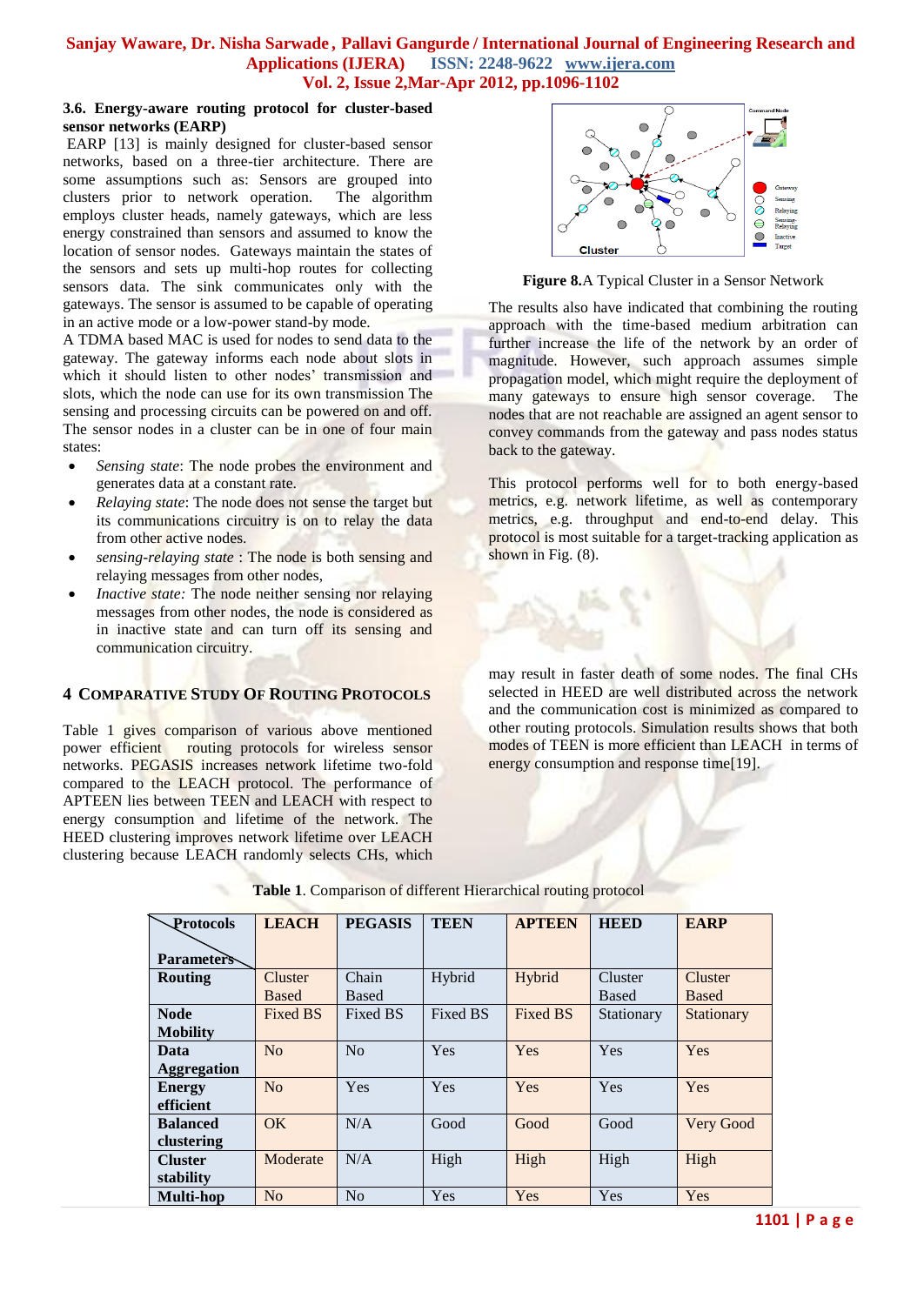### 3.6. Energy-aware routing protocol for cluster-based sensor networks (EARP)

EARP [13] is mainly designed for cluster-based sensor networks, based on a three-tier architecture. There are some assumptions such as: Sensors are grouped into clusters prior to network operation. The algorithm employs cluster heads, namely gateways, which are less energy constrained than sensors and assumed to know the location of sensor nodes. Gateways maintain the states of the sensors and sets up multi-hop routes for collecting sensors data. The sink communicates only with the gateways. The sensor is assumed to be capable of operating in an active mode or a low-power stand-by mode.

A TDMA based MAC is used for nodes to send data to the gateway. The gateway informs each node about slots in which it should listen to other nodes' transmission and slots, which the node can use for its own transmission The sensing and processing circuits can be powered on and off. The sensor nodes in a cluster can be in one of four main states:

- *Sensing state*: The node probes the environment and generates data at a constant rate.
- *Relaying state*: The node does not sense the target but its communications circuitry is on to relay the data from other active nodes.
- *sensing-relaying state* : The node is both sensing and relaying messages from other nodes,
- *Inactive state:* The node neither sensing nor relaying messages from other nodes, the node is considered as in inactive state and can turn off its sensing and communication circuitry.

**Figure 8.**A Typical Cluster in a Sensor Network

The results also have indicated that combining the routing approach with the time-based medium arbitration can further increase the life of the network by an order of magnitude. However, such approach assumes simple propagation model, which might require the deployment of many gateways to ensure high sensor coverage. The nodes that are not reachable are assigned an agent sensor to convey commands from the gateway and pass nodes status back to the gateway.

This protocol performs well for to both energy-based metrics, e.g. network lifetime, as well as contemporary metrics, e.g. throughput and end-to-end delay. This protocol is most suitable for a target-tracking application as shown in Fig. (8).

## 4 Comparative Study Of Routing Protocols

Table 1 gives comparison of various above mentioned power efficient routing protocols for wireless sensor networks. PEGASIS increases network lifetime two-fold compared to the LEACH protocol. The performance of APTEEN lies between TEEN and LEACH with respect to energy consumption and lifetime of the network. The HEED clustering improves network lifetime over LEACH clustering because LEACH randomly selects CHs, which may result in faster death of some nodes. The final CHs selected in HEED are well distributed across the network and the communication cost is minimized as compared to other routing protocols. Simulation results shows that both modes of TEEN is more efficient than LEACH in terms of energy consumption and response time[19].

**Table 1**. Comparison of different Hierarchical routing protocol

| Protocols / Parameters | LEACH | PEGASIS | TEEN | APTEEN | HEED | EARP |
|---|---|---|---|---|---|---|
| **Routing** | Cluster Based | Chain Based | Hybrid | Hybrid | Cluster Based | Cluster Based |
| **Node Mobility** | Fixed BS | Fixed BS | Fixed BS | Fixed BS | Stationary | Stationary |
| **Data Aggregation** | No | No | Yes | Yes | Yes | Yes |
| **Energy efficient** | No | Yes | Yes | Yes | Yes | Yes |
| **Balanced clustering** | OK | N/A | Good | Good | Good | Very Good |
| **Cluster stability** | Moderate | N/A | High | High | High | High |
| **Multi-hop** | No | No | Yes | Yes | Yes | Yes |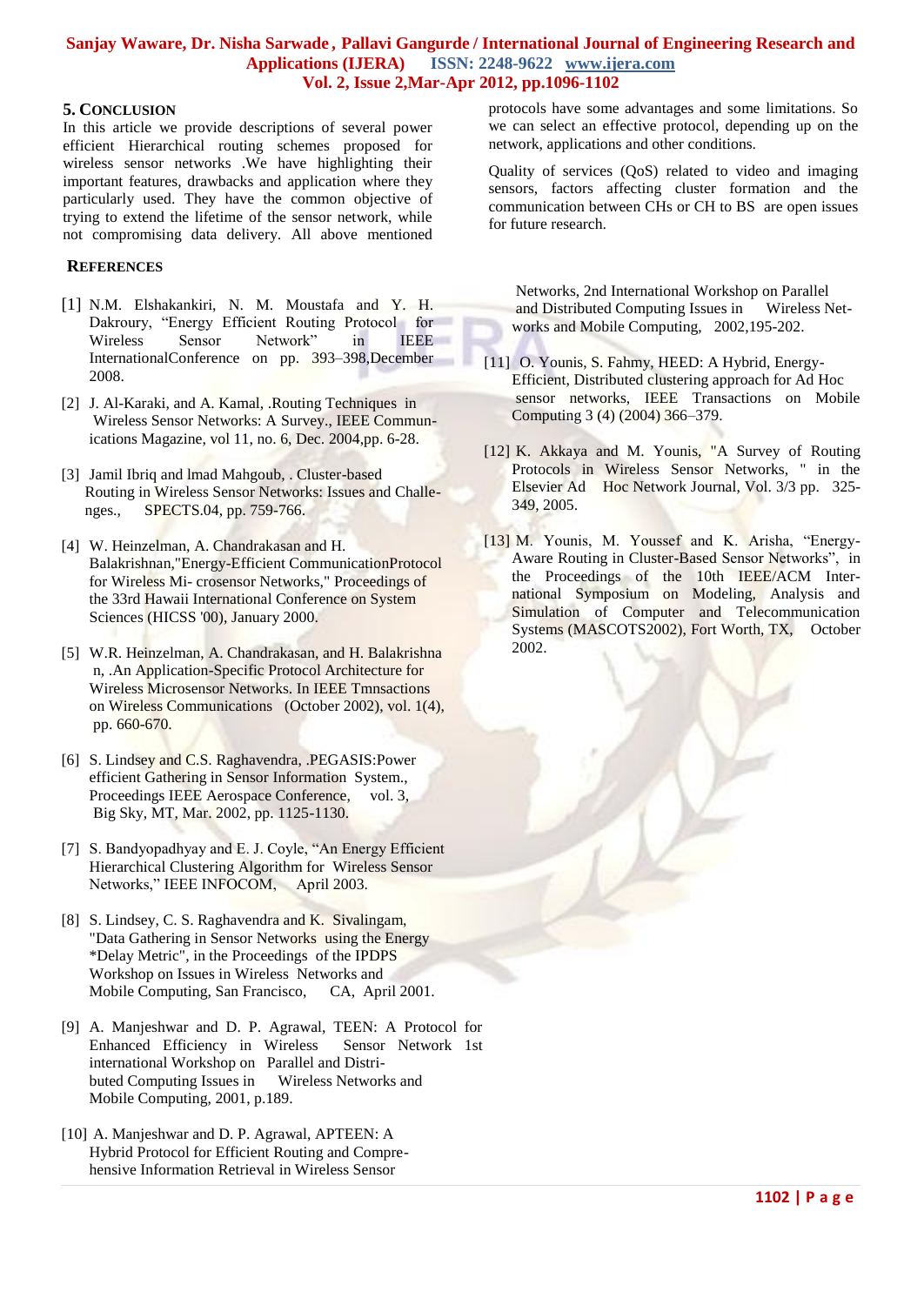## 5. Conclusion

In this article we provide descriptions of several power efficient Hierarchical routing schemes proposed for wireless sensor networks .We have highlighting their important features, drawbacks and application where they particularly used. They have the common objective of trying to extend the lifetime of the sensor network, while not compromising data delivery. All above mentioned protocols have some advantages and some limitations. So we can select an effective protocol, depending up on the network, applications and other conditions.

Quality of services (QoS) related to video and imaging sensors, factors affecting cluster formation and the communication between CHs or CH to BS are open issues for future research.

## References

[1] N.M. Elshakankiri, N. M. Moustafa and Y. H. Dakroury, "Energy Efficient Routing Protocol for Wireless Sensor Network" in IEEE InternationalConference on pp. 393–398,December 2008.

[2] J. Al-Karaki, and A. Kamal, .Routing Techniques in Wireless Sensor Networks: A Survey., IEEE Communications Magazine, vol 11, no. 6, Dec. 2004,pp. 6-28.

[3] Jamil Ibriq and lmad Mahgoub, . Cluster-based Routing in Wireless Sensor Networks: Issues and Challenges., SPECTS.04, pp. 759-766.

[4] W. Heinzelman, A. Chandrakasan and H. Balakrishnan,"Energy-Efficient CommunicationProtocol for Wireless Mi- crosensor Networks," Proceedings of the 33rd Hawaii International Conference on System Sciences (HICSS '00), January 2000.

[5] W.R. Heinzelman, A. Chandrakasan, and H. Balakrishna n, .An Application-Specific Protocol Architecture for Wireless Microsensor Networks. In IEEE Tmnsactions on Wireless Communications (October 2002), vol. 1(4), pp. 660-670.

[6] S. Lindsey and C.S. Raghavendra, .PEGASIS:Power efficient Gathering in Sensor Information System., Proceedings IEEE Aerospace Conference, vol. 3, Big Sky, MT, Mar. 2002, pp. 1125-1130.

[7] S. Bandyopadhyay and E. J. Coyle, "An Energy Efficient Hierarchical Clustering Algorithm for Wireless Sensor Networks," IEEE INFOCOM, April 2003.

[8] S. Lindsey, C. S. Raghavendra and K. Sivalingam, "Data Gathering in Sensor Networks using the Energy *Delay Metric", in the Proceedings of the IPDPS Workshop on Issues in Wireless Networks and Mobile Computing, San Francisco, CA, April 2001.

[9] A. Manjeshwar and D. P. Agrawal, TEEN: A Protocol for Enhanced Efficiency in Wireless Sensor Network 1st international Workshop on Parallel and Distributed Computing Issues in Wireless Networks and Mobile Computing, 2001, p.189.

[10] A. Manjeshwar and D. P. Agrawal, APTEEN: A Hybrid Protocol for Efficient Routing and Comprehensive Information Retrieval in Wireless Sensor Networks, 2nd International Workshop on Parallel and Distributed Computing Issues in Wireless Networks and Mobile Computing, 2002,195-202.

[11] O. Younis, S. Fahmy, HEED: A Hybrid, Energy-Efficient, Distributed clustering approach for Ad Hoc sensor networks, IEEE Transactions on Mobile Computing 3 (4) (2004) 366–379.

[12] K. Akkaya and M. Younis, "A Survey of Routing Protocols in Wireless Sensor Networks, " in the Elsevier Ad Hoc Network Journal, Vol. 3/3 pp. 325-349, 2005.

[13] M. Younis, M. Youssef and K. Arisha, "Energy-Aware Routing in Cluster-Based Sensor Networks", in the Proceedings of the 10th IEEE/ACM International Symposium on Modeling, Analysis and Simulation of Computer and Telecommunication Systems (MASCOTS2002), Fort Worth, TX, October 2002.